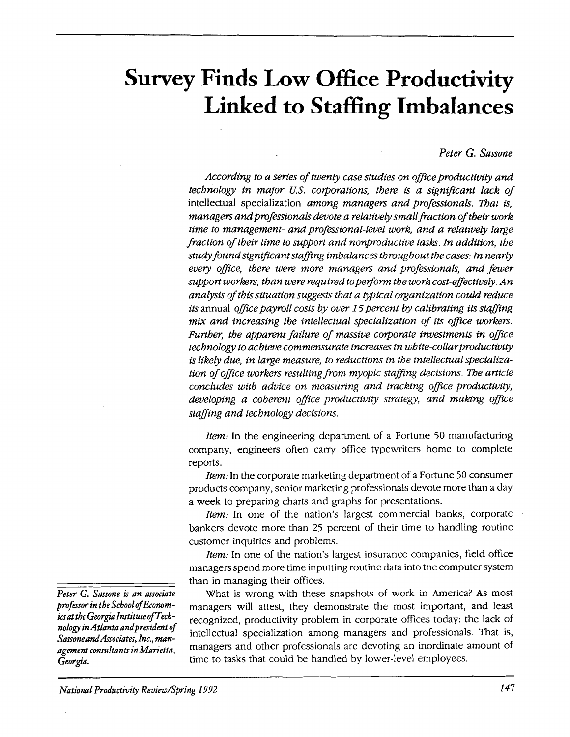# Survey Finds Low Office Productivity Linked to Staffing Imbalances

*Peter G. Sassone*

*According to a series of twenty case studies on office productivity and technology in major U.S. corporations, there is a significant lack of* intellectual specialization *among managers and professionals. That is, managers and professionals devote a relatively small fraction of their work time to management- and professional-level work, and a relatively large fraction of their time to support and nonproductive tasks. In addition, the study found significant staffing imbalances throughout the cases: In nearly every office, there were more managers and professionals, and fewer support workers, than were required to perform the work cost-effectively. An analysis of this situation suggests that a typical organization could reduce its* annual *office payroll costs by over 15 percent by calibrating its staffing mix and increasing the intellectual specialization of its office workers. Further, the apparent failure of massive corporate investments in office technology to achieve commensurate increases in white-collar productivity is likely due, in large measure, to reductions in the intellectual specialization of office workers resulting from myopic staffing decisions. The article concludes with advice on measuring and tracking office productivity, developing a coherent office productivity strategy, and making office staffing and technology decisions.*

*Item:* In the engineering department of a Fortune 50 manufacturing company, engineers often carry office typewriters home to complete reports.

*Item:* In the corporate marketing department of a Fortune 50 consumer products company, senior marketing professionals devote more than a day a week to preparing charts and graphs for presentations.

*Item:* In one of the nation's largest commercial banks, corporate bankers devote more than 25 percent of their time to handling routine customer inquiries and problems.

*Item:* In one of the nation's largest insurance companies, field office managers spend more time inputting routine data into the computer system than in managing their offices.

What is wrong with these snapshots of work in America? As most managers will attest, they demonstrate the most important, and least recognized, productivity problem in corporate offices today: the lack of intellectual specialization among managers and professionals. That is, managers and other professionals are devoting an inordinate amount of time to tasks that could be handled by lower-level employees.

*Peter G. Sassone is an associate professor in the School of Economics at the Georgia Institute of Technology in Atlanta and president of Sassone and Associates, Inc., management consultants in Marietta, Georgia.*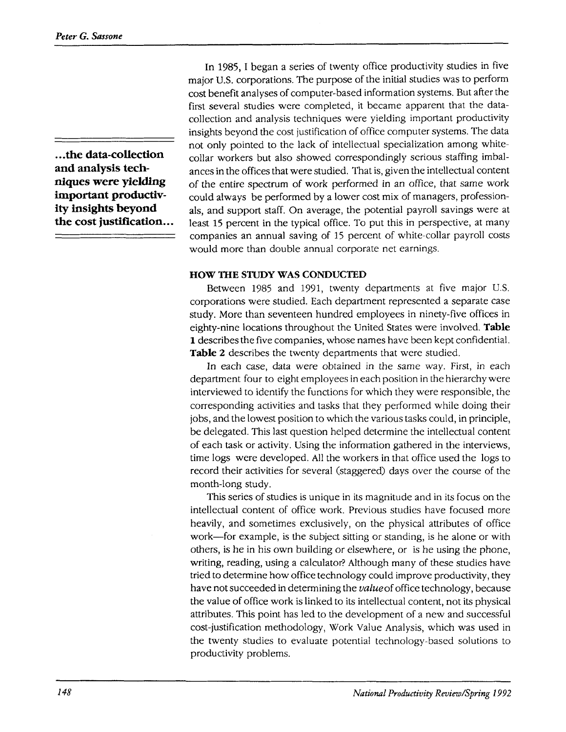In 1985, I began a series of twenty office productivity studies in five major U.S. corporations. The purpose of the initial studies was to perform cost benefit analyses of computer-based information systems. But after the first several studies were completed, it became apparent that the data-collection and analysis techniques were yielding important productivity insights beyond the cost justification of office computer systems. The data not only pointed to the lack of intellectual specialization among white-collar workers but also showed correspondingly serious staffing imbalances in the offices that were studied. That is, given the intellectual content of the entire spectrum of work performed in an office, that same work could always be performed by a lower cost mix of managers, professionals, and support staff. On average, the potential payroll savings were at least 15 percent in the typical office. To put this in perspective, at many companies an annual saving of 15 percent of white-collar payroll costs would more than double annual corporate net earnings.

**...the data-collection and analysis techniques were yielding important productivity insights beyond the cost justification...**

## HOW THE STUDY WAS CONDUCTED

Between 1985 and 1991, twenty departments at five major U.S. corporations were studied. Each department represented a separate case study. More than seventeen hundred employees in ninety-five offices in eighty-nine locations throughout the United States were involved. **Table 1** describes the five companies, whose names have been kept confidential. **Table 2** describes the twenty departments that were studied.

In each case, data were obtained in the same way. First, in each department four to eight employees in each position in the hierarchy were interviewed to identify the functions for which they were responsible, the corresponding activities and tasks that they performed while doing their jobs, and the lowest position to which the various tasks could, in principle, be delegated. This last question helped determine the intellectual content of each task or activity. Using the information gathered in the interviews, time logs were developed. All the workers in that office used the logs to record their activities for several (staggered) days over the course of the month-long study.

This series of studies is unique in its magnitude and in its focus on the intellectual content of office work. Previous studies have focused more heavily, and sometimes exclusively, on the physical attributes of office work—for example, is the subject sitting or standing, is he alone or with others, is he in his own building or elsewhere, or is he using the phone, writing, reading, using a calculator? Although many of these studies have tried to determine how office technology could improve productivity, they have not succeeded in determining the *value* of office technology, because the value of office work is linked to its intellectual content, not its physical attributes. This point has led to the development of a new and successful cost-justification methodology, Work Value Analysis, which was used in the twenty studies to evaluate potential technology-based solutions to productivity problems.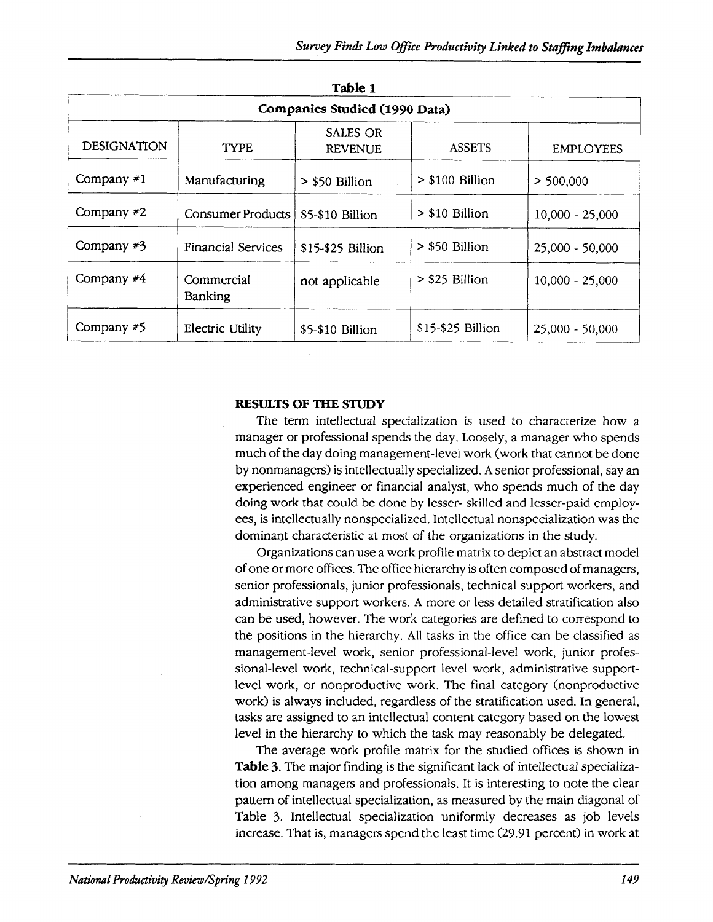**Table 1**

| Companies Studied (1990 Data) | | | | |
|---|---|---|---|---|
| DESIGNATION | TYPE | SALES OR REVENUE | ASSETS | EMPLOYEES |
| Company #1 | Manufacturing | > $50 Billion | > $100 Billion | > 500,000 |
| Company #2 | Consumer Products | $5-$10 Billion | > $10 Billion | 10,000 - 25,000 |
| Company #3 | Financial Services | $15-$25 Billion | > $50 Billion | 25,000 - 50,000 |
| Company #4 | Commercial Banking | not applicable | > $25 Billion | 10,000 - 25,000 |
| Company #5 | Electric Utility | $5-$10 Billion | $15-$25 Billion | 25,000 - 50,000 |

## RESULTS OF THE STUDY

The term intellectual specialization is used to characterize how a manager or professional spends the day. Loosely, a manager who spends much of the day doing management-level work (work that cannot be done by nonmanagers) is intellectually specialized. A senior professional, say an experienced engineer or financial analyst, who spends much of the day doing work that could be done by lesser- skilled and lesser-paid employees, is intellectually nonspecialized. Intellectual nonspecialization was the dominant characteristic at most of the organizations in the study.

Organizations can use a work profile matrix to depict an abstract model of one or more offices. The office hierarchy is often composed of managers, senior professionals, junior professionals, technical support workers, and administrative support workers. A more or less detailed stratification also can be used, however. The work categories are defined to correspond to the positions in the hierarchy. All tasks in the office can be classified as management-level work, senior professional-level work, junior professional-level work, technical-support level work, administrative support-level work, or nonproductive work. The final category (nonproductive work) is always included, regardless of the stratification used. In general, tasks are assigned to an intellectual content category based on the lowest level in the hierarchy to which the task may reasonably be delegated.

The average work profile matrix for the studied offices is shown in **Table 3**. The major finding is the significant lack of intellectual specialization among managers and professionals. It is interesting to note the clear pattern of intellectual specialization, as measured by the main diagonal of Table 3. Intellectual specialization uniformly decreases as job levels increase. That is, managers spend the least time (29.91 percent) in work at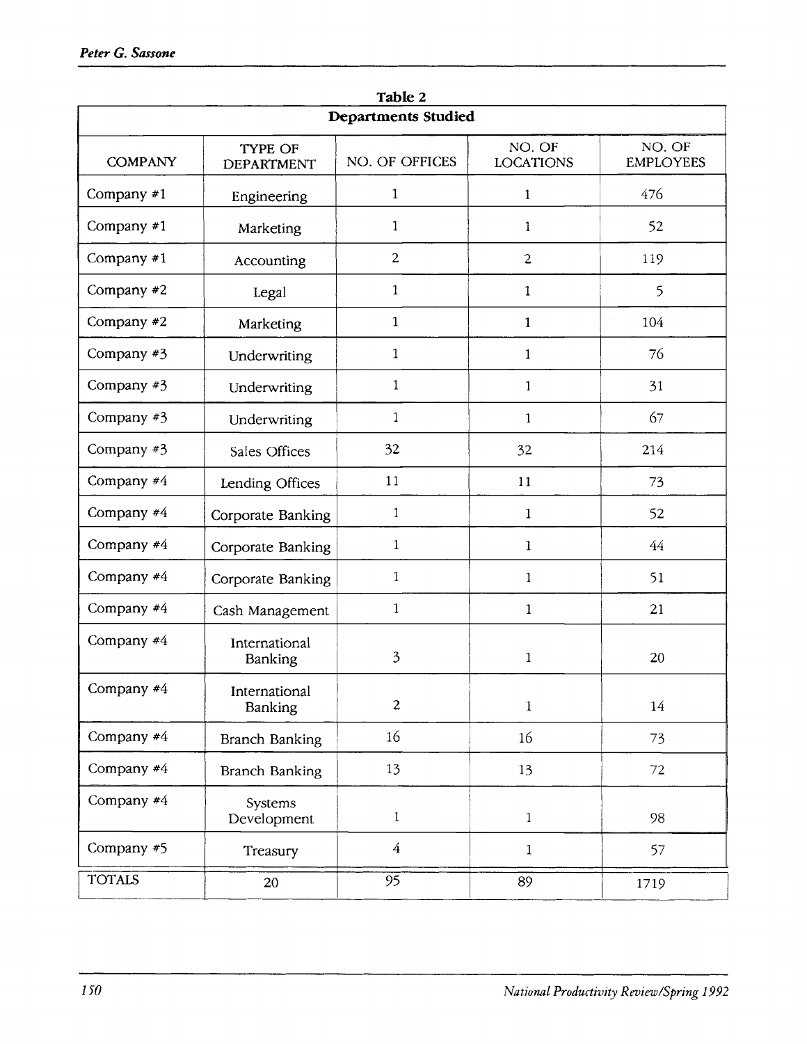**Table 2**

**Departments Studied**

| COMPANY | TYPE OF DEPARTMENT | NO. OF OFFICES | NO. OF LOCATIONS | NO. OF EMPLOYEES |
|---|---|---|---|---|
| Company #1 | Engineering | 1 | 1 | 476 |
| Company #1 | Marketing | 1 | 1 | 52 |
| Company #1 | Accounting | 2 | 2 | 119 |
| Company #2 | Legal | 1 | 1 | 5 |
| Company #2 | Marketing | 1 | 1 | 104 |
| Company #3 | Underwriting | 1 | 1 | 76 |
| Company #3 | Underwriting | 1 | 1 | 31 |
| Company #3 | Underwriting | 1 | 1 | 67 |
| Company #3 | Sales Offices | 32 | 32 | 214 |
| Company #4 | Lending Offices | 11 | 11 | 73 |
| Company #4 | Corporate Banking | 1 | 1 | 52 |
| Company #4 | Corporate Banking | 1 | 1 | 44 |
| Company #4 | Corporate Banking | 1 | 1 | 51 |
| Company #4 | Cash Management | 1 | 1 | 21 |
| Company #4 | International Banking | 3 | 1 | 20 |
| Company #4 | International Banking | 2 | 1 | 14 |
| Company #4 | Branch Banking | 16 | 16 | 73 |
| Company #4 | Branch Banking | 13 | 13 | 72 |
| Company #4 | Systems Development | 1 | 1 | 98 |
| Company #5 | Treasury | 4 | 1 | 57 |
| TOTALS | 20 | 95 | 89 | 1719 |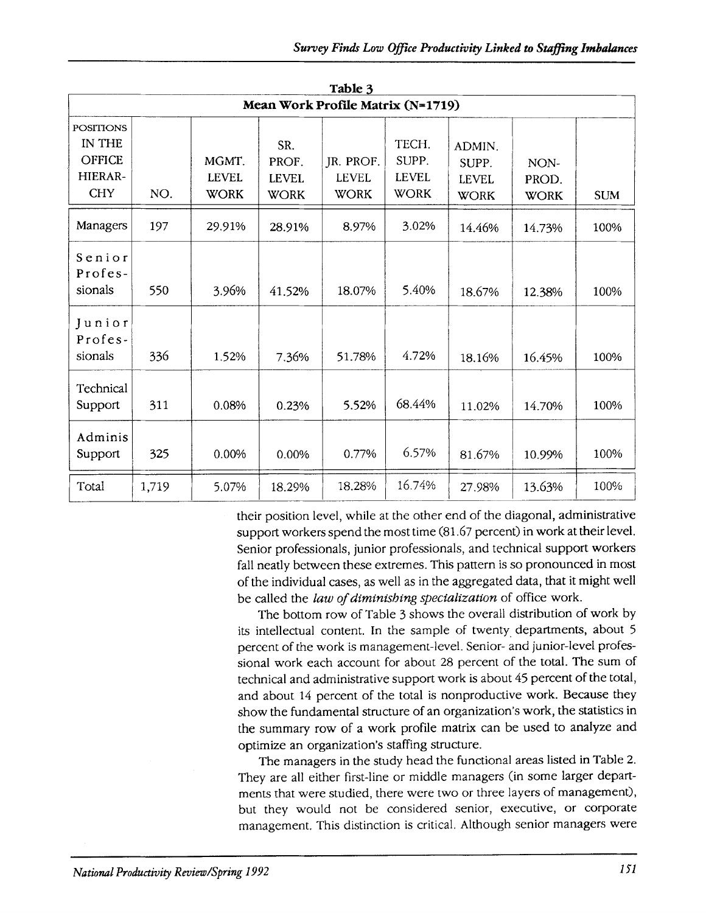**Table 3**

**Mean Work Profile Matrix (N=1719)**

| POSITIONS IN THE OFFICE HIERARCHY | NO. | MGMT. LEVEL WORK | SR. PROF. LEVEL WORK | JR. PROF. LEVEL WORK | TECH. SUPP. LEVEL WORK | ADMIN. SUPP. LEVEL WORK | NON-PROD. WORK | SUM |
|---|---|---|---|---|---|---|---|---|
| Managers | 197 | 29.91% | 28.91% | 8.97% | 3.02% | 14.46% | 14.73% | 100% |
| Senior Professionals | 550 | 3.96% | 41.52% | 18.07% | 5.40% | 18.67% | 12.38% | 100% |
| Junior Professionals | 336 | 1.52% | 7.36% | 51.78% | 4.72% | 18.16% | 16.45% | 100% |
| Technical Support | 311 | 0.08% | 0.23% | 5.52% | 68.44% | 11.02% | 14.70% | 100% |
| Adminis Support | 325 | 0.00% | 0.00% | 0.77% | 6.57% | 81.67% | 10.99% | 100% |
| Total | 1,719 | 5.07% | 18.29% | 18.28% | 16.74% | 27.98% | 13.63% | 100% |

their position level, while at the other end of the diagonal, administrative support workers spend the most time (81.67 percent) in work at their level. Senior professionals, junior professionals, and technical support workers fall neatly between these extremes. This pattern is so pronounced in most of the individual cases, as well as in the aggregated data, that it might well be called the *law of diminishing specialization* of office work.

The bottom row of Table 3 shows the overall distribution of work by its intellectual content. In the sample of twenty departments, about 5 percent of the work is management-level. Senior- and junior-level professional work each account for about 28 percent of the total. The sum of technical and administrative support work is about 45 percent of the total, and about 14 percent of the total is nonproductive work. Because they show the fundamental structure of an organization's work, the statistics in the summary row of a work profile matrix can be used to analyze and optimize an organization's staffing structure.

The managers in the study head the functional areas listed in Table 2. They are all either first-line or middle managers (in some larger departments that were studied, there were two or three layers of management), but they would not be considered senior, executive, or corporate management. This distinction is critical. Although senior managers were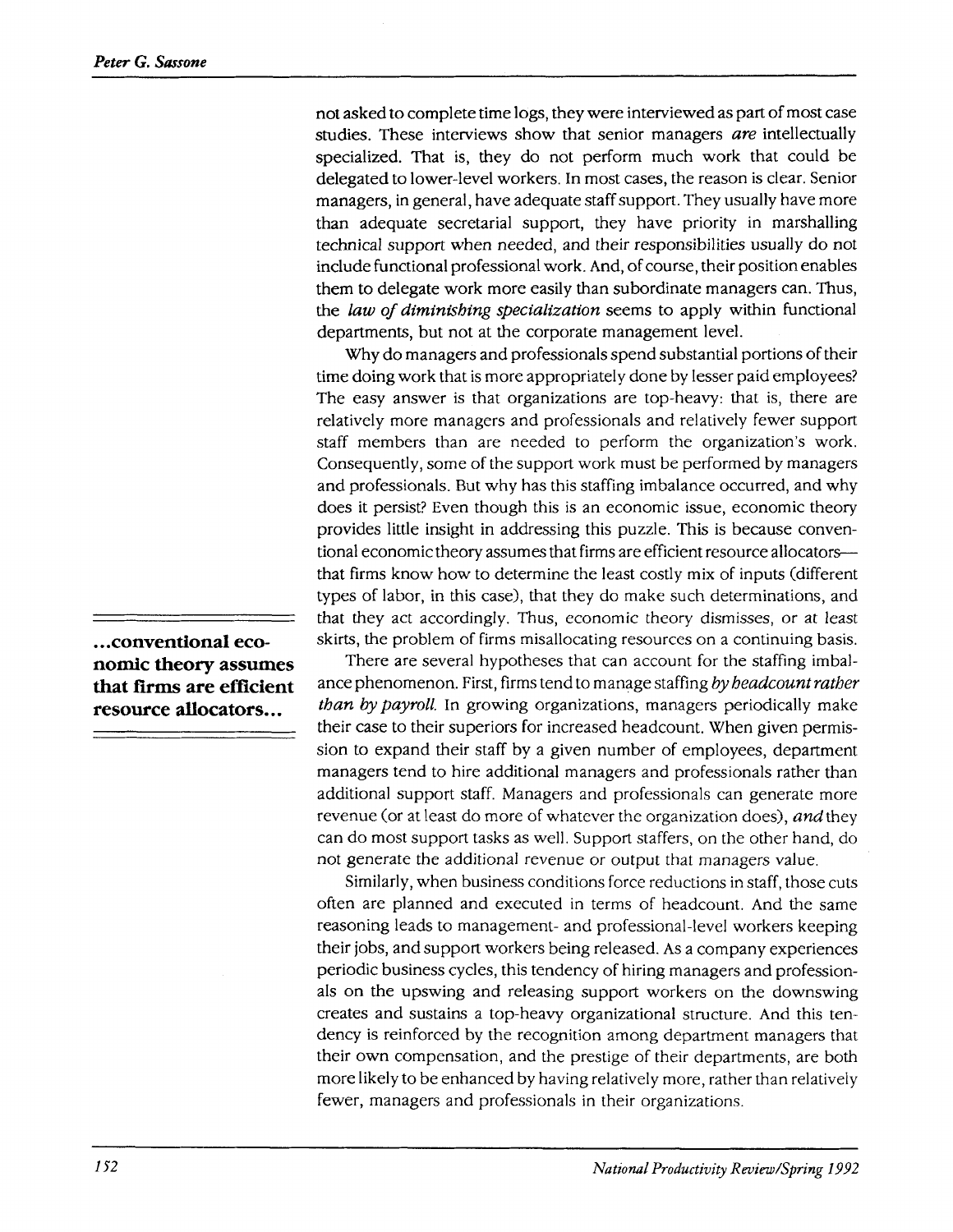not asked to complete time logs, they were interviewed as part of most case studies. These interviews show that senior managers *are* intellectually specialized. That is, they do not perform much work that could be delegated to lower-level workers. In most cases, the reason is clear. Senior managers, in general, have adequate staff support. They usually have more than adequate secretarial support, they have priority in marshalling technical support when needed, and their responsibilities usually do not include functional professional work. And, of course, their position enables them to delegate work more easily than subordinate managers can. Thus, the *law of diminishing specialization* seems to apply within functional departments, but not at the corporate management level.

Why do managers and professionals spend substantial portions of their time doing work that is more appropriately done by lesser paid employees? The easy answer is that organizations are top-heavy: that is, there are relatively more managers and professionals and relatively fewer support staff members than are needed to perform the organization's work. Consequently, some of the support work must be performed by managers and professionals. But why has this staffing imbalance occurred, and why does it persist? Even though this is an economic issue, economic theory provides little insight in addressing this puzzle. This is because conventional economic theory assumes that firms are efficient resource allocators—that firms know how to determine the least costly mix of inputs (different types of labor, in this case), that they do make such determinations, and that they act accordingly. Thus, economic theory dismisses, or at least skirts, the problem of firms misallocating resources on a continuing basis.

**...conventional economic theory assumes that firms are efficient resource allocators...**

There are several hypotheses that can account for the staffing imbalance phenomenon. First, firms tend to manage staffing *by headcount rather than by payroll.* In growing organizations, managers periodically make their case to their superiors for increased headcount. When given permission to expand their staff by a given number of employees, department managers tend to hire additional managers and professionals rather than additional support staff. Managers and professionals can generate more revenue (or at least do more of whatever the organization does), *and* they can do most support tasks as well. Support staffers, on the other hand, do not generate the additional revenue or output that managers value.

Similarly, when business conditions force reductions in staff, those cuts often are planned and executed in terms of headcount. And the same reasoning leads to management- and professional-level workers keeping their jobs, and support workers being released. As a company experiences periodic business cycles, this tendency of hiring managers and professionals on the upswing and releasing support workers on the downswing creates and sustains a top-heavy organizational structure. And this tendency is reinforced by the recognition among department managers that their own compensation, and the prestige of their departments, are both more likely to be enhanced by having relatively more, rather than relatively fewer, managers and professionals in their organizations.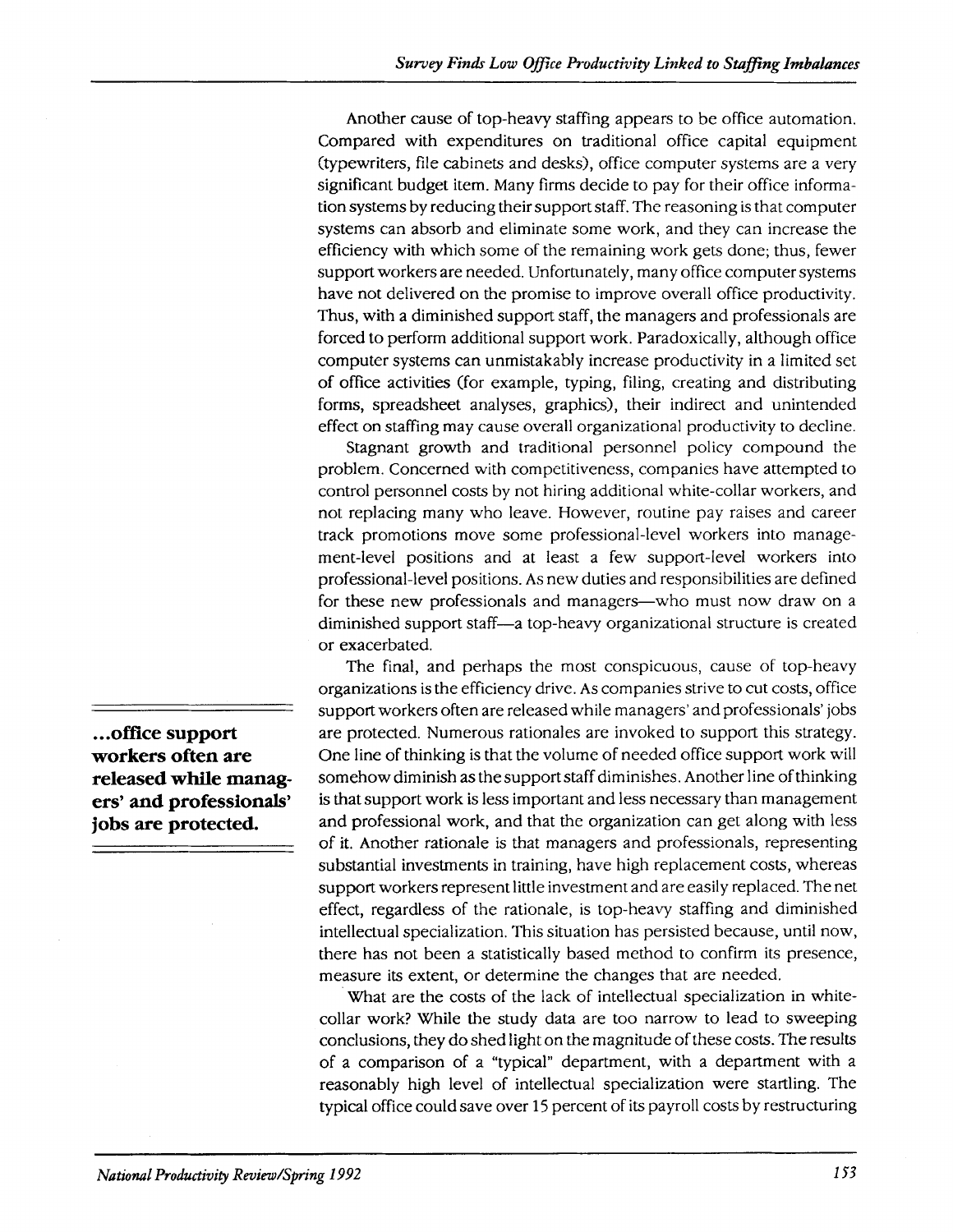Another cause of top-heavy staffing appears to be office automation. Compared with expenditures on traditional office capital equipment (typewriters, file cabinets and desks), office computer systems are a very significant budget item. Many firms decide to pay for their office information systems by reducing their support staff. The reasoning is that computer systems can absorb and eliminate some work, and they can increase the efficiency with which some of the remaining work gets done; thus, fewer support workers are needed. Unfortunately, many office computer systems have not delivered on the promise to improve overall office productivity. Thus, with a diminished support staff, the managers and professionals are forced to perform additional support work. Paradoxically, although office computer systems can unmistakably increase productivity in a limited set of office activities (for example, typing, filing, creating and distributing forms, spreadsheet analyses, graphics), their indirect and unintended effect on staffing may cause overall organizational productivity to decline.

Stagnant growth and traditional personnel policy compound the problem. Concerned with competitiveness, companies have attempted to control personnel costs by not hiring additional white-collar workers, and not replacing many who leave. However, routine pay raises and career track promotions move some professional-level workers into management-level positions and at least a few support-level workers into professional-level positions. As new duties and responsibilities are defined for these new professionals and managers—who must now draw on a diminished support staff—a top-heavy organizational structure is created or exacerbated.

The final, and perhaps the most conspicuous, cause of top-heavy organizations is the efficiency drive. As companies strive to cut costs, office support workers often are released while managers' and professionals' jobs are protected. Numerous rationales are invoked to support this strategy. One line of thinking is that the volume of needed office support work will somehow diminish as the support staff diminishes. Another line of thinking is that support work is less important and less necessary than management and professional work, and that the organization can get along with less of it. Another rationale is that managers and professionals, representing substantial investments in training, have high replacement costs, whereas support workers represent little investment and are easily replaced. The net effect, regardless of the rationale, is top-heavy staffing and diminished intellectual specialization. This situation has persisted because, until now, there has not been a statistically based method to confirm its presence, measure its extent, or determine the changes that are needed.

**...office support workers often are released while managers' and professionals' jobs are protected.**

What are the costs of the lack of intellectual specialization in white-collar work? While the study data are too narrow to lead to sweeping conclusions, they do shed light on the magnitude of these costs. The results of a comparison of a "typical" department, with a department with a reasonably high level of intellectual specialization were startling. The typical office could save over 15 percent of its payroll costs by restructuring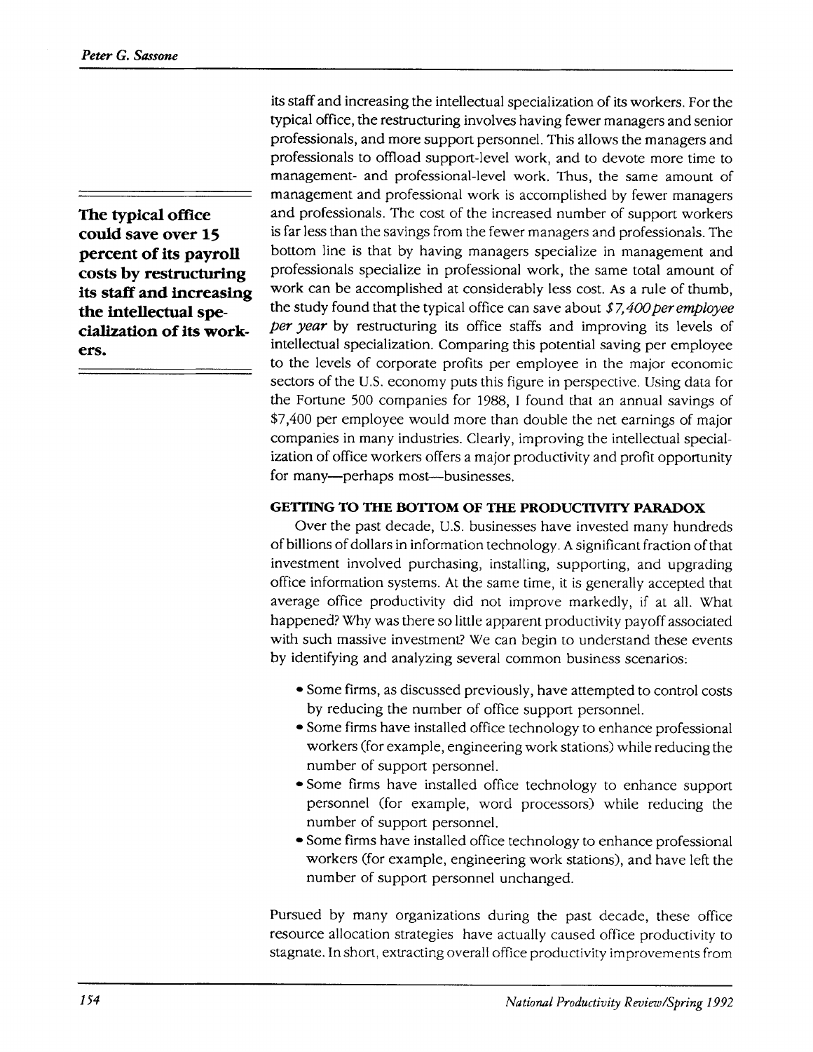its staff and increasing the intellectual specialization of its workers. For the typical office, the restructuring involves having fewer managers and senior professionals, and more support personnel. This allows the managers and professionals to offload support-level work, and to devote more time to management- and professional-level work. Thus, the same amount of management and professional work is accomplished by fewer managers and professionals. The cost of the increased number of support workers is far less than the savings from the fewer managers and professionals. The bottom line is that by having managers specialize in management and professionals specialize in professional work, the same total amount of work can be accomplished at considerably less cost. As a rule of thumb, the study found that the typical office can save about *$7,400 per employee per year* by restructuring its office staffs and improving its levels of intellectual specialization. Comparing this potential saving per employee to the levels of corporate profits per employee in the major economic sectors of the U.S. economy puts this figure in perspective. Using data for the Fortune 500 companies for 1988, I found that an annual savings of $7,400 per employee would more than double the net earnings of major companies in many industries. Clearly, improving the intellectual specialization of office workers offers a major productivity and profit opportunity for many—perhaps most—businesses.

**The typical office could save over 15 percent of its payroll costs by restructuring its staff and increasing the intellectual specialization of its workers.**

### GETTING TO THE BOTTOM OF THE PRODUCTIVITY PARADOX

Over the past decade, U.S. businesses have invested many hundreds of billions of dollars in information technology. A significant fraction of that investment involved purchasing, installing, supporting, and upgrading office information systems. At the same time, it is generally accepted that average office productivity did not improve markedly, if at all. What happened? Why was there so little apparent productivity payoff associated with such massive investment? We can begin to understand these events by identifying and analyzing several common business scenarios:

- Some firms, as discussed previously, have attempted to control costs by reducing the number of office support personnel.
- Some firms have installed office technology to enhance professional workers (for example, engineering work stations) while reducing the number of support personnel.
- Some firms have installed office technology to enhance support personnel (for example, word processors) while reducing the number of support personnel.
- Some firms have installed office technology to enhance professional workers (for example, engineering work stations), and have left the number of support personnel unchanged.

Pursued by many organizations during the past decade, these office resource allocation strategies have actually caused office productivity to stagnate. In short, extracting overall office productivity improvements from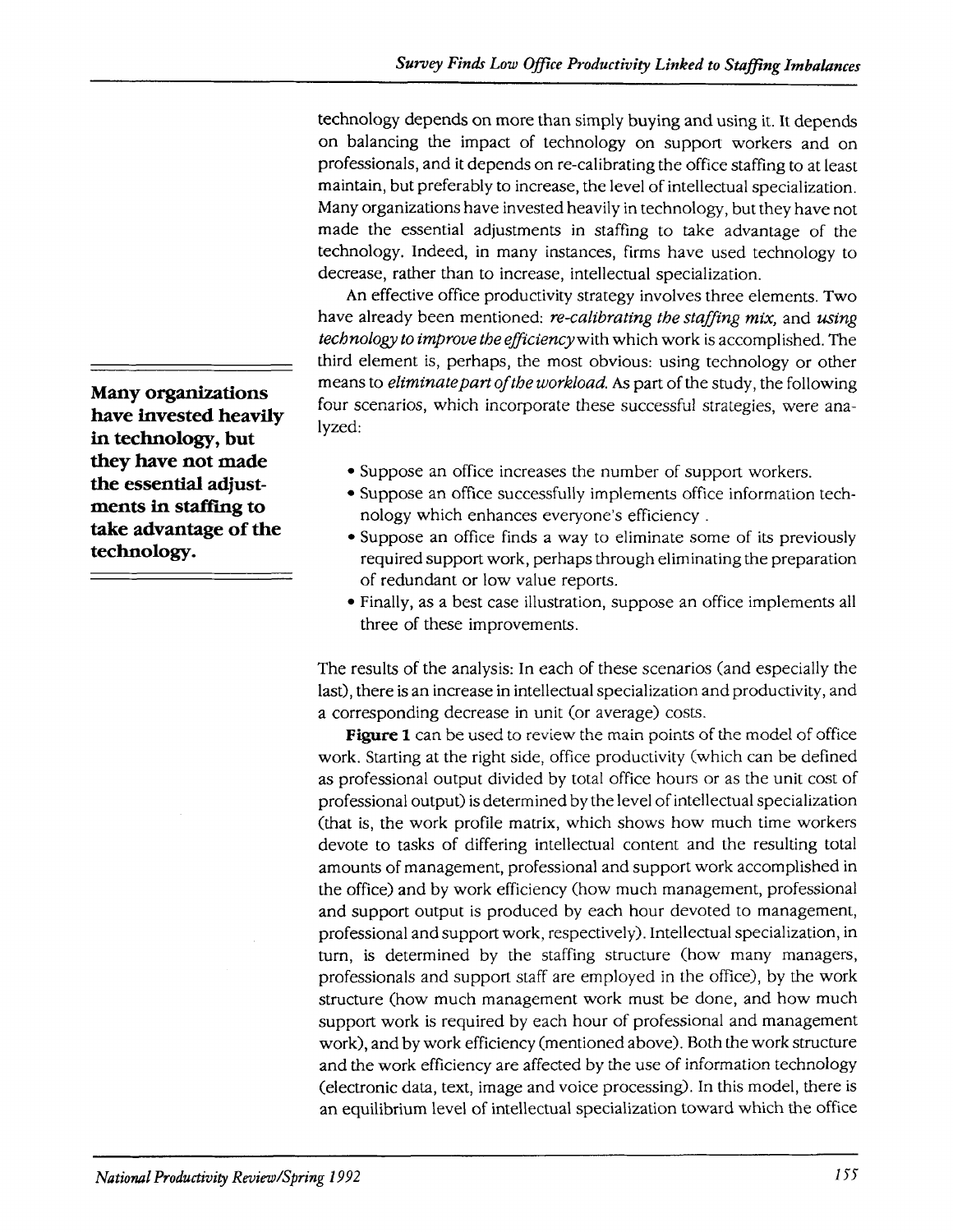technology depends on more than simply buying and using it. It depends on balancing the impact of technology on support workers and on professionals, and it depends on re-calibrating the office staffing to at least maintain, but preferably to increase, the level of intellectual specialization. Many organizations have invested heavily in technology, but they have not made the essential adjustments in staffing to take advantage of the technology. Indeed, in many instances, firms have used technology to decrease, rather than to increase, intellectual specialization.

**Many organizations have invested heavily in technology, but they have not made the essential adjustments in staffing to take advantage of the technology.**

An effective office productivity strategy involves three elements. Two have already been mentioned: *re-calibrating the staffing mix,* and *using technology to improve the efficiency* with which work is accomplished. The third element is, perhaps, the most obvious: using technology or other means to *eliminate part of the workload.* As part of the study, the following four scenarios, which incorporate these successful strategies, were analyzed:

- Suppose an office increases the number of support workers.
- Suppose an office successfully implements office information technology which enhances everyone's efficiency .
- Suppose an office finds a way to eliminate some of its previously required support work, perhaps through eliminating the preparation of redundant or low value reports.
- Finally, as a best case illustration, suppose an office implements all three of these improvements.

The results of the analysis: In each of these scenarios (and especially the last), there is an increase in intellectual specialization and productivity, and a corresponding decrease in unit (or average) costs.

**Figure 1** can be used to review the main points of the model of office work. Starting at the right side, office productivity (which can be defined as professional output divided by total office hours or as the unit cost of professional output) is determined by the level of intellectual specialization (that is, the work profile matrix, which shows how much time workers devote to tasks of differing intellectual content and the resulting total amounts of management, professional and support work accomplished in the office) and by work efficiency (how much management, professional and support output is produced by each hour devoted to management, professional and support work, respectively). Intellectual specialization, in turn, is determined by the staffing structure (how many managers, professionals and support staff are employed in the office), by the work structure (how much management work must be done, and how much support work is required by each hour of professional and management work), and by work efficiency (mentioned above). Both the work structure and the work efficiency are affected by the use of information technology (electronic data, text, image and voice processing). In this model, there is an equilibrium level of intellectual specialization toward which the office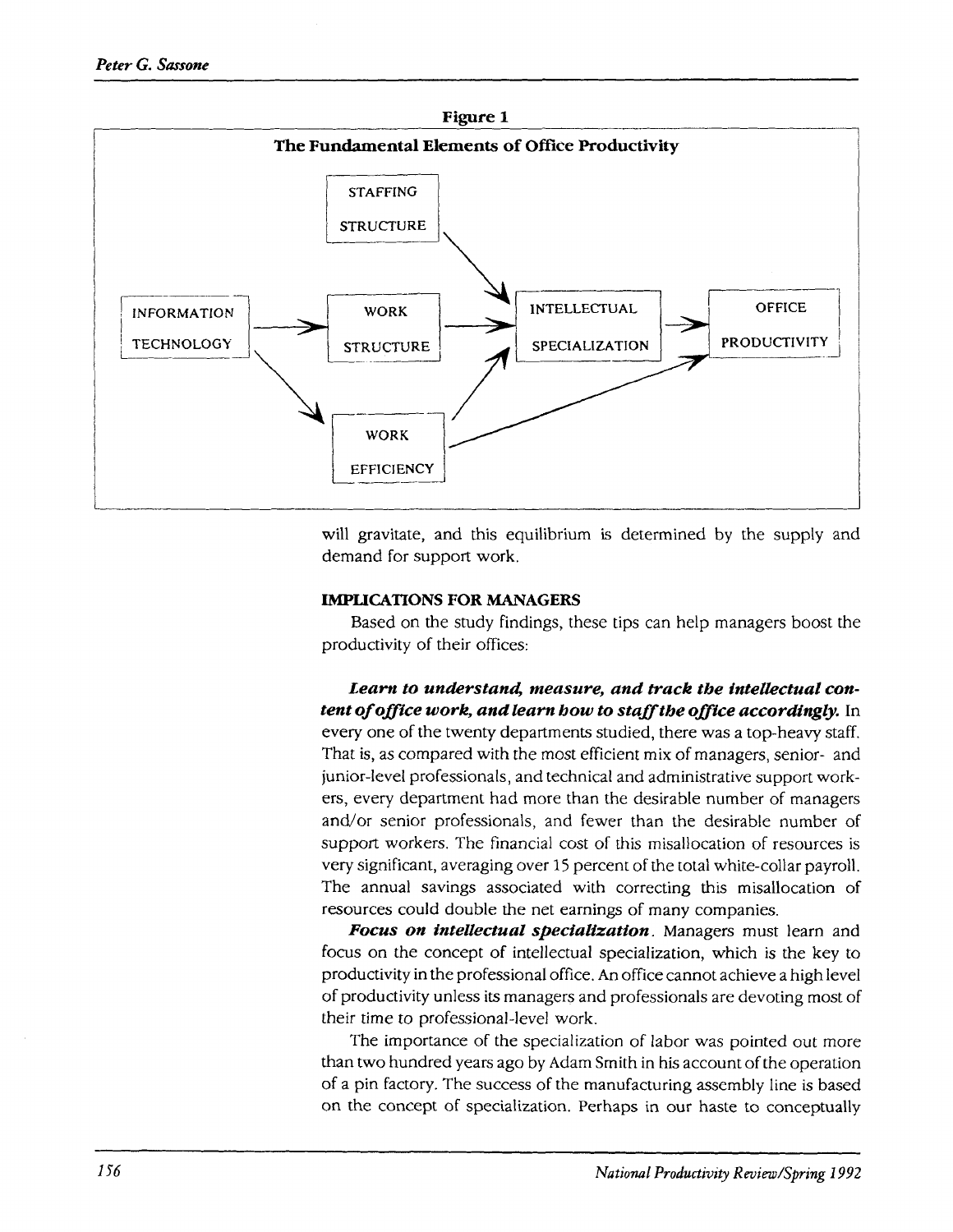**Figure 1**

**The Fundamental Elements of Office Productivity**

STAFFING STRUCTURE → INTELLECTUAL SPECIALIZATION

INFORMATION TECHNOLOGY → WORK STRUCTURE → INTELLECTUAL SPECIALIZATION → OFFICE PRODUCTIVITY

INFORMATION TECHNOLOGY → WORK EFFICIENCY → INTELLECTUAL SPECIALIZATION

WORK EFFICIENCY → OFFICE PRODUCTIVITY

will gravitate, and this equilibrium is determined by the supply and demand for support work.

## IMPLICATIONS FOR MANAGERS

Based on the study findings, these tips can help managers boost the productivity of their offices:

***Learn to understand, measure, and track the intellectual content of office work, and learn how to staff the office accordingly.*** In every one of the twenty departments studied, there was a top-heavy staff. That is, as compared with the most efficient mix of managers, senior- and junior-level professionals, and technical and administrative support workers, every department had more than the desirable number of managers and/or senior professionals, and fewer than the desirable number of support workers. The financial cost of this misallocation of resources is very significant, averaging over 15 percent of the total white-collar payroll. The annual savings associated with correcting this misallocation of resources could double the net earnings of many companies.

***Focus on intellectual specialization.*** Managers must learn and focus on the concept of intellectual specialization, which is the key to productivity in the professional office. An office cannot achieve a high level of productivity unless its managers and professionals are devoting most of their time to professional-level work.

The importance of the specialization of labor was pointed out more than two hundred years ago by Adam Smith in his account of the operation of a pin factory. The success of the manufacturing assembly line is based on the concept of specialization. Perhaps in our haste to conceptually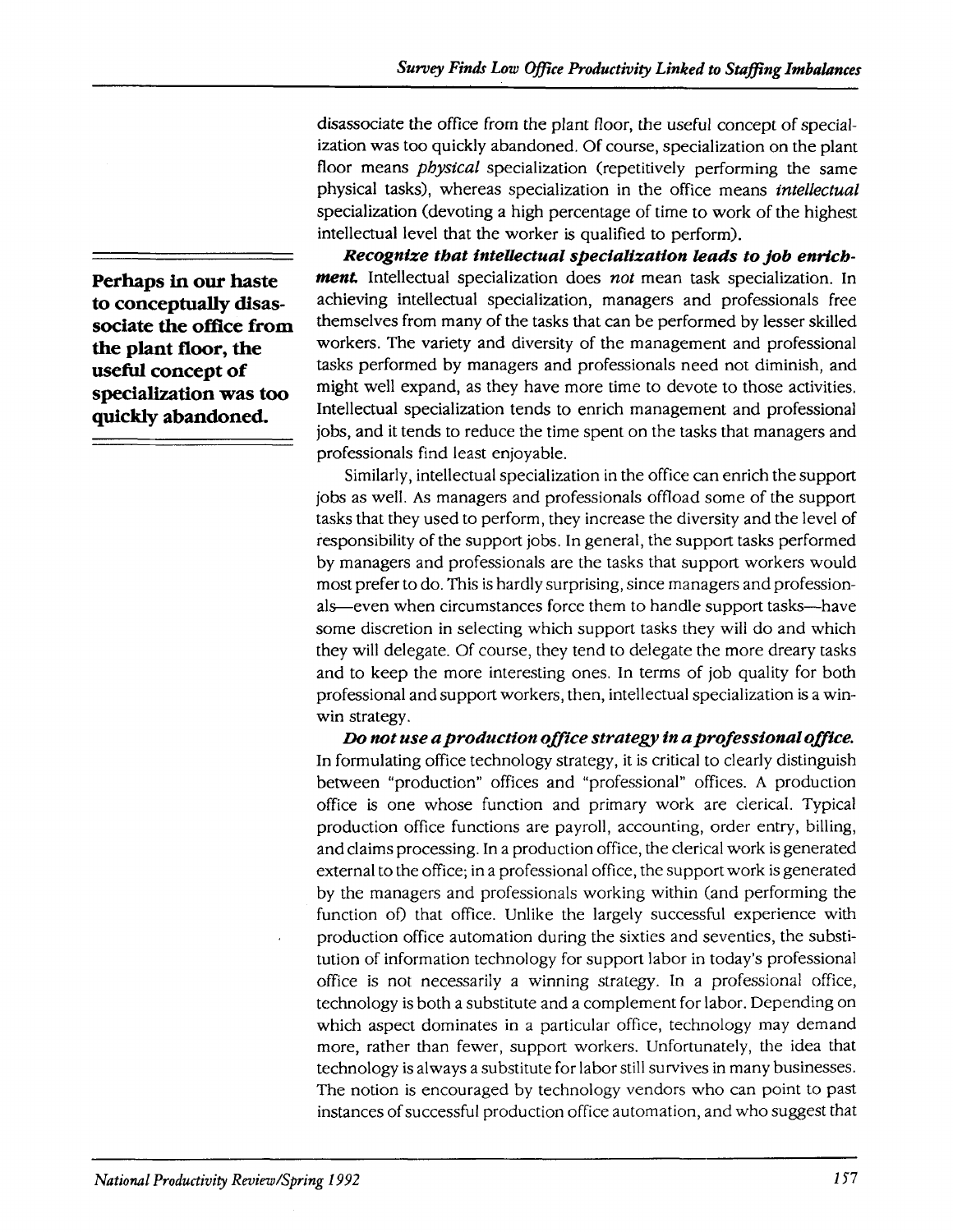disassociate the office from the plant floor, the useful concept of specialization was too quickly abandoned. Of course, specialization on the plant floor means *physical* specialization (repetitively performing the same physical tasks), whereas specialization in the office means *intellectual* specialization (devoting a high percentage of time to work of the highest intellectual level that the worker is qualified to perform).

**Perhaps in our haste to conceptually disassociate the office from the plant floor, the useful concept of specialization was too quickly abandoned.**

***Recognize that intellectual specialization leads to job enrichment.*** Intellectual specialization does *not* mean task specialization. In achieving intellectual specialization, managers and professionals free themselves from many of the tasks that can be performed by lesser skilled workers. The variety and diversity of the management and professional tasks performed by managers and professionals need not diminish, and might well expand, as they have more time to devote to those activities. Intellectual specialization tends to enrich management and professional jobs, and it tends to reduce the time spent on the tasks that managers and professionals find least enjoyable.

Similarly, intellectual specialization in the office can enrich the support jobs as well. As managers and professionals offload some of the support tasks that they used to perform, they increase the diversity and the level of responsibility of the support jobs. In general, the support tasks performed by managers and professionals are the tasks that support workers would most prefer to do. This is hardly surprising, since managers and professionals—even when circumstances force them to handle support tasks—have some discretion in selecting which support tasks they will do and which they will delegate. Of course, they tend to delegate the more dreary tasks and to keep the more interesting ones. In terms of job quality for both professional and support workers, then, intellectual specialization is a win-win strategy.

***Do not use a production office strategy in a professional office.*** In formulating office technology strategy, it is critical to clearly distinguish between "production" offices and "professional" offices. A production office is one whose function and primary work are clerical. Typical production office functions are payroll, accounting, order entry, billing, and claims processing. In a production office, the clerical work is generated external to the office; in a professional office, the support work is generated by the managers and professionals working within (and performing the function of) that office. Unlike the largely successful experience with production office automation during the sixties and seventies, the substitution of information technology for support labor in today's professional office is not necessarily a winning strategy. In a professional office, technology is both a substitute and a complement for labor. Depending on which aspect dominates in a particular office, technology may demand more, rather than fewer, support workers. Unfortunately, the idea that technology is always a substitute for labor still survives in many businesses. The notion is encouraged by technology vendors who can point to past instances of successful production office automation, and who suggest that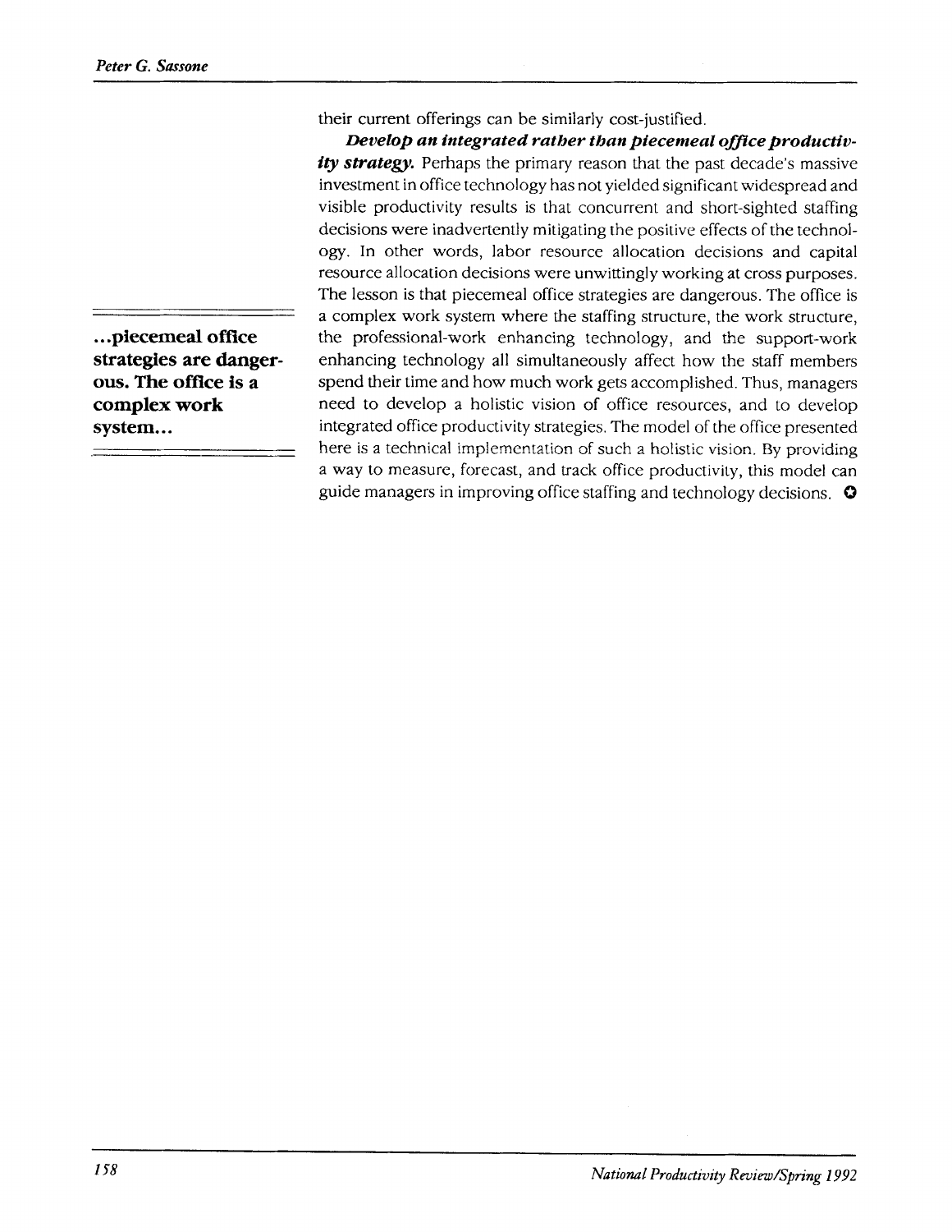their current offerings can be similarly cost-justified.

***Develop an integrated rather than piecemeal office productivity strategy.*** Perhaps the primary reason that the past decade's massive investment in office technology has not yielded significant widespread and visible productivity results is that concurrent and short-sighted staffing decisions were inadvertently mitigating the positive effects of the technology. In other words, labor resource allocation decisions and capital resource allocation decisions were unwittingly working at cross purposes. The lesson is that piecemeal office strategies are dangerous. The office is a complex work system where the staffing structure, the work structure, the professional-work enhancing technology, and the support-work enhancing technology all simultaneously affect how the staff members spend their time and how much work gets accomplished. Thus, managers need to develop a holistic vision of office resources, and to develop integrated office productivity strategies. The model of the office presented here is a technical implementation of such a holistic vision. By providing a way to measure, forecast, and track office productivity, this model can guide managers in improving office staffing and technology decisions.

**...piecemeal office strategies are dangerous. The office is a complex work system...**